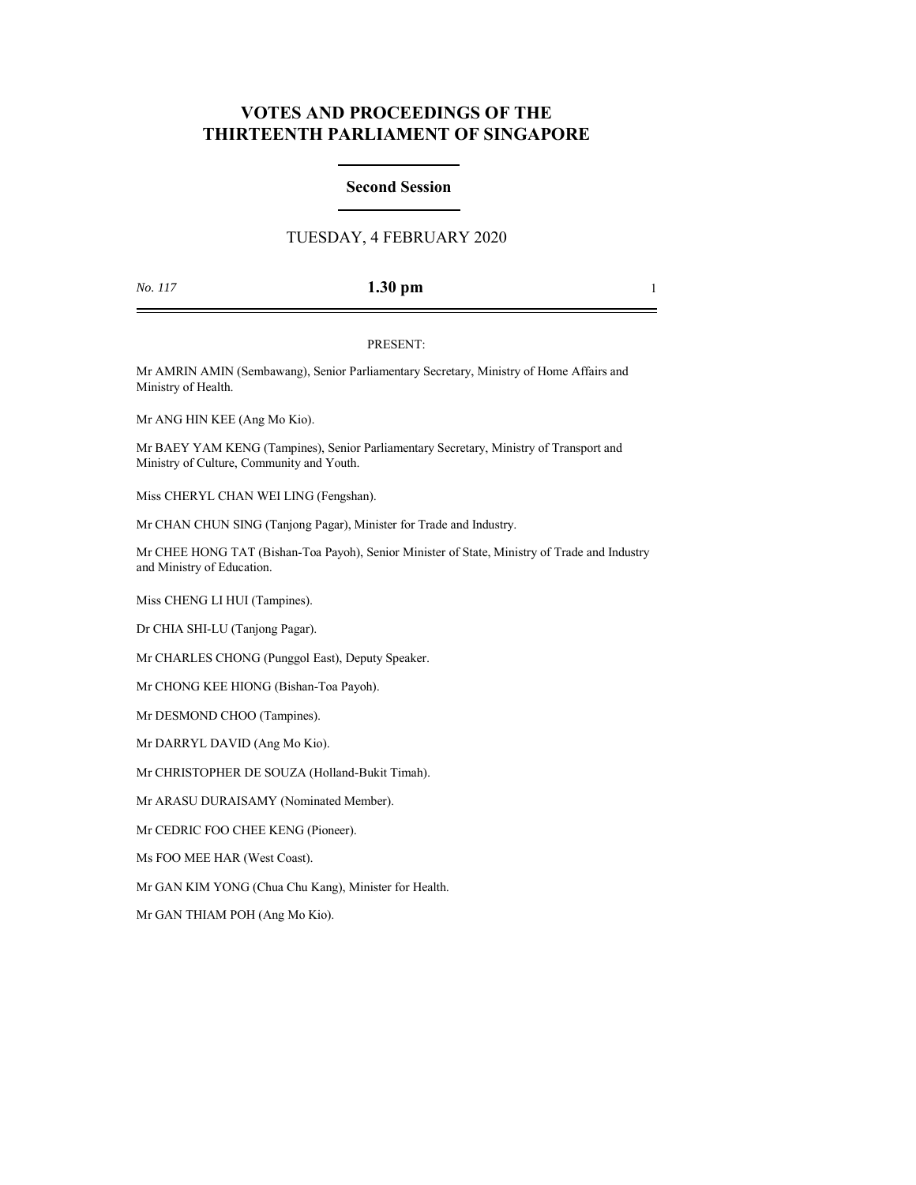# VOTES AND PROCEEDINGS OF THE THIRTEENTH PARLIAMENT OF SINGAPORE

## Second Session

TUESDAY, 4 FEBRUARY 2020

*No. 117* **1.30 pm**

PRESENT:

Mr AMRIN AMIN (Sembawang), Senior Parliamentary Secretary, Ministry of Home Affairs and Ministry of Health.

Mr ANG HIN KEE (Ang Mo Kio).

Mr BAEY YAM KENG (Tampines), Senior Parliamentary Secretary, Ministry of Transport and Ministry of Culture, Community and Youth.

Miss CHERYL CHAN WEI LING (Fengshan).

Mr CHAN CHUN SING (Tanjong Pagar), Minister for Trade and Industry.

Mr CHEE HONG TAT (Bishan-Toa Payoh), Senior Minister of State, Ministry of Trade and Industry and Ministry of Education.

Miss CHENG LI HUI (Tampines).

Dr CHIA SHI-LU (Tanjong Pagar).

Mr CHARLES CHONG (Punggol East), Deputy Speaker.

Mr CHONG KEE HIONG (Bishan-Toa Payoh).

Mr DESMOND CHOO (Tampines).

Mr DARRYL DAVID (Ang Mo Kio).

Mr CHRISTOPHER DE SOUZA (Holland-Bukit Timah).

Mr ARASU DURAISAMY (Nominated Member).

Mr CEDRIC FOO CHEE KENG (Pioneer).

Ms FOO MEE HAR (West Coast).

Mr GAN KIM YONG (Chua Chu Kang), Minister for Health.

Mr GAN THIAM POH (Ang Mo Kio).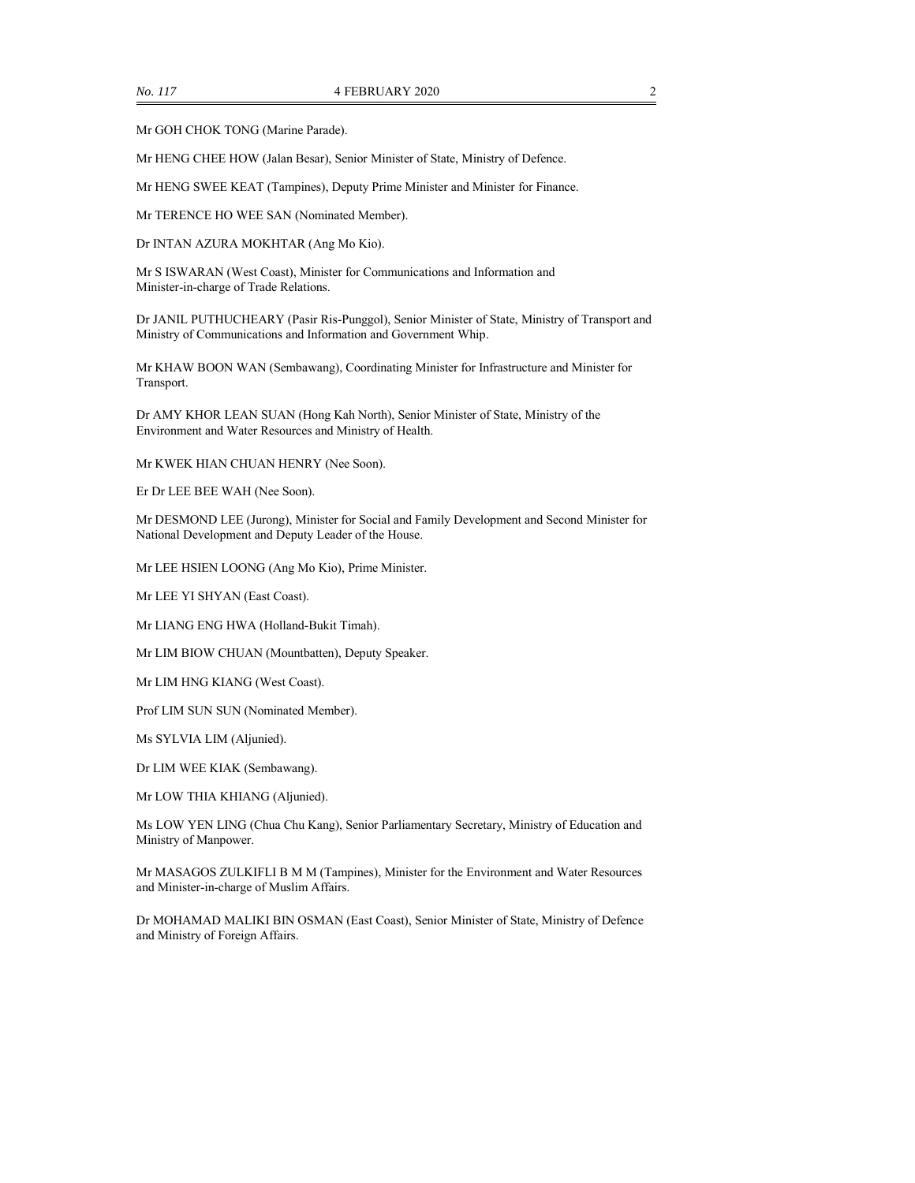Mr GOH CHOK TONG (Marine Parade).

Mr HENG CHEE HOW (Jalan Besar), Senior Minister of State, Ministry of Defence.

Mr HENG SWEE KEAT (Tampines), Deputy Prime Minister and Minister for Finance.

Mr TERENCE HO WEE SAN (Nominated Member).

Dr INTAN AZURA MOKHTAR (Ang Mo Kio).

Mr S ISWARAN (West Coast), Minister for Communications and Information and Minister-in-charge of Trade Relations.

Dr JANIL PUTHUCHEARY (Pasir Ris-Punggol), Senior Minister of State, Ministry of Transport and Ministry of Communications and Information and Government Whip.

Mr KHAW BOON WAN (Sembawang), Coordinating Minister for Infrastructure and Minister for Transport.

Dr AMY KHOR LEAN SUAN (Hong Kah North), Senior Minister of State, Ministry of the Environment and Water Resources and Ministry of Health.

Mr KWEK HIAN CHUAN HENRY (Nee Soon).

Er Dr LEE BEE WAH (Nee Soon).

Mr DESMOND LEE (Jurong), Minister for Social and Family Development and Second Minister for National Development and Deputy Leader of the House.

Mr LEE HSIEN LOONG (Ang Mo Kio), Prime Minister.

Mr LEE YI SHYAN (East Coast).

Mr LIANG ENG HWA (Holland-Bukit Timah).

Mr LIM BIOW CHUAN (Mountbatten), Deputy Speaker.

Mr LIM HNG KIANG (West Coast).

Prof LIM SUN SUN (Nominated Member).

Ms SYLVIA LIM (Aljunied).

Dr LIM WEE KIAK (Sembawang).

Mr LOW THIA KHIANG (Aljunied).

Ms LOW YEN LING (Chua Chu Kang), Senior Parliamentary Secretary, Ministry of Education and Ministry of Manpower.

Mr MASAGOS ZULKIFLI B M M (Tampines), Minister for the Environment and Water Resources and Minister-in-charge of Muslim Affairs.

Dr MOHAMAD MALIKI BIN OSMAN (East Coast), Senior Minister of State, Ministry of Defence and Ministry of Foreign Affairs.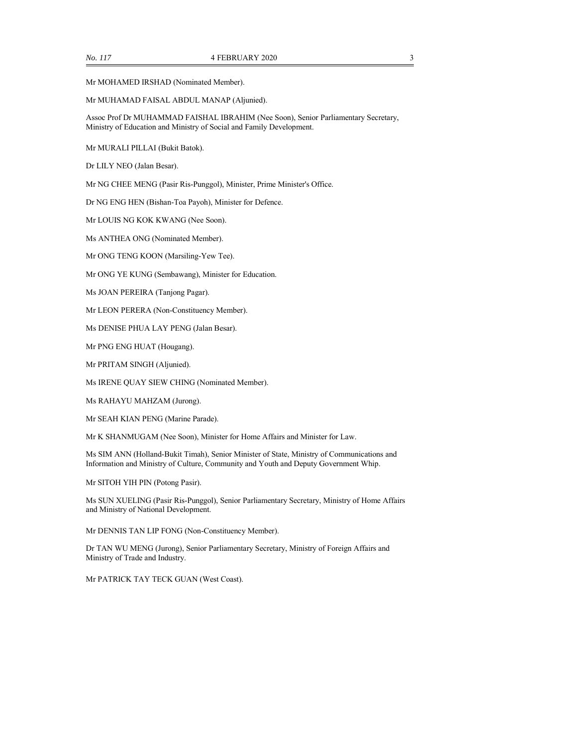Mr MOHAMED IRSHAD (Nominated Member).

Mr MUHAMAD FAISAL ABDUL MANAP (Aljunied).

Assoc Prof Dr MUHAMMAD FAISHAL IBRAHIM (Nee Soon), Senior Parliamentary Secretary, Ministry of Education and Ministry of Social and Family Development.

Mr MURALI PILLAI (Bukit Batok).

Dr LILY NEO (Jalan Besar).

Mr NG CHEE MENG (Pasir Ris-Punggol), Minister, Prime Minister's Office.

Dr NG ENG HEN (Bishan-Toa Payoh), Minister for Defence.

Mr LOUIS NG KOK KWANG (Nee Soon).

Ms ANTHEA ONG (Nominated Member).

Mr ONG TENG KOON (Marsiling-Yew Tee).

Mr ONG YE KUNG (Sembawang), Minister for Education.

Ms JOAN PEREIRA (Tanjong Pagar).

Mr LEON PERERA (Non-Constituency Member).

Ms DENISE PHUA LAY PENG (Jalan Besar).

Mr PNG ENG HUAT (Hougang).

Mr PRITAM SINGH (Aljunied).

Ms IRENE QUAY SIEW CHING (Nominated Member).

Ms RAHAYU MAHZAM (Jurong).

Mr SEAH KIAN PENG (Marine Parade).

Mr K SHANMUGAM (Nee Soon), Minister for Home Affairs and Minister for Law.

Ms SIM ANN (Holland-Bukit Timah), Senior Minister of State, Ministry of Communications and Information and Ministry of Culture, Community and Youth and Deputy Government Whip.

Mr SITOH YIH PIN (Potong Pasir).

Ms SUN XUELING (Pasir Ris-Punggol), Senior Parliamentary Secretary, Ministry of Home Affairs and Ministry of National Development.

Mr DENNIS TAN LIP FONG (Non-Constituency Member).

Dr TAN WU MENG (Jurong), Senior Parliamentary Secretary, Ministry of Foreign Affairs and Ministry of Trade and Industry.

Mr PATRICK TAY TECK GUAN (West Coast).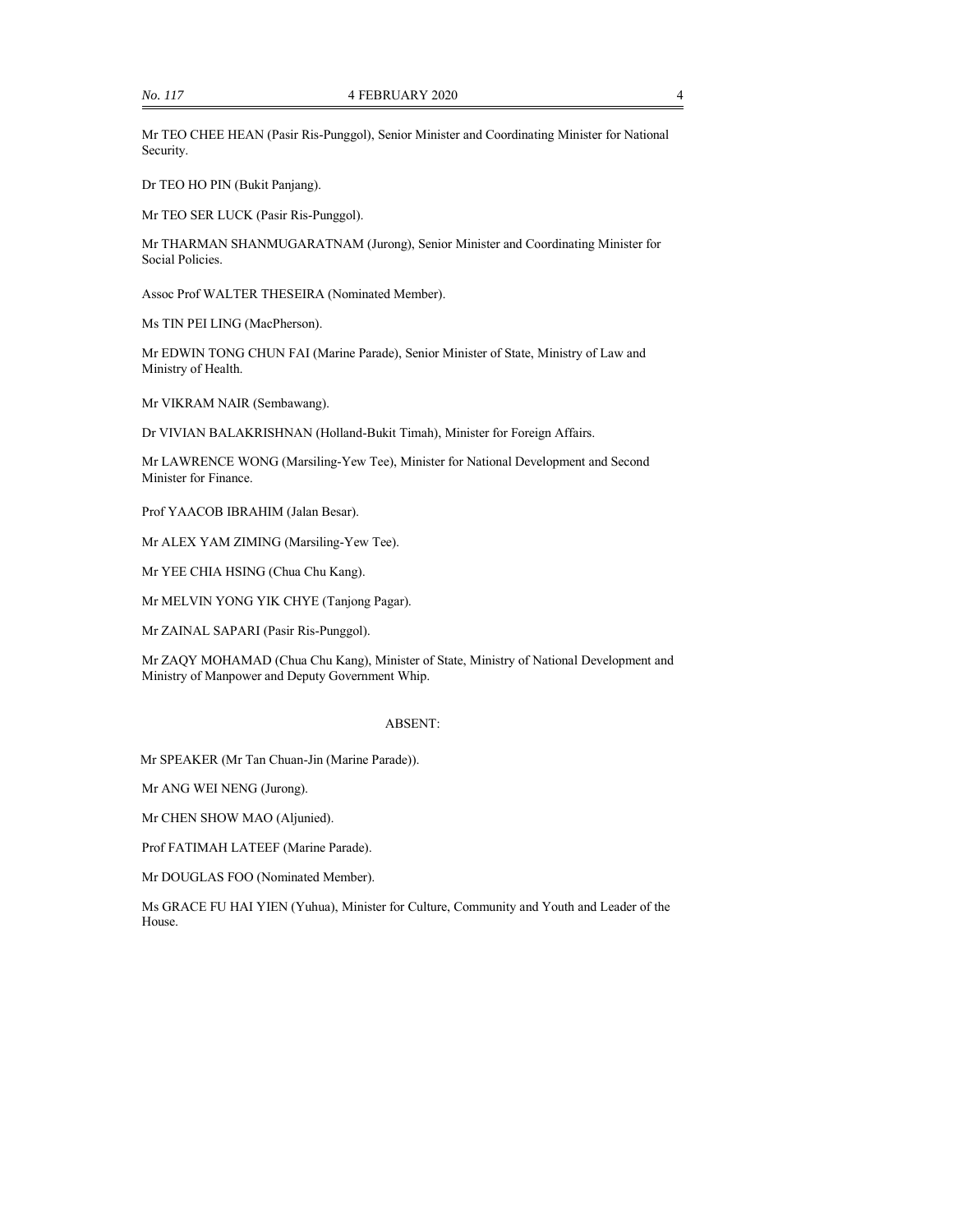Mr TEO CHEE HEAN (Pasir Ris-Punggol), Senior Minister and Coordinating Minister for National Security.

Dr TEO HO PIN (Bukit Panjang).

Mr TEO SER LUCK (Pasir Ris-Punggol).

Mr THARMAN SHANMUGARATNAM (Jurong), Senior Minister and Coordinating Minister for Social Policies.

Assoc Prof WALTER THESEIRA (Nominated Member).

Ms TIN PEI LING (MacPherson).

Mr EDWIN TONG CHUN FAI (Marine Parade), Senior Minister of State, Ministry of Law and Ministry of Health.

Mr VIKRAM NAIR (Sembawang).

Dr VIVIAN BALAKRISHNAN (Holland-Bukit Timah), Minister for Foreign Affairs.

Mr LAWRENCE WONG (Marsiling-Yew Tee), Minister for National Development and Second Minister for Finance.

Prof YAACOB IBRAHIM (Jalan Besar).

Mr ALEX YAM ZIMING (Marsiling-Yew Tee).

Mr YEE CHIA HSING (Chua Chu Kang).

Mr MELVIN YONG YIK CHYE (Tanjong Pagar).

Mr ZAINAL SAPARI (Pasir Ris-Punggol).

Mr ZAQY MOHAMAD (Chua Chu Kang), Minister of State, Ministry of National Development and Ministry of Manpower and Deputy Government Whip.

ABSENT:

Mr SPEAKER (Mr Tan Chuan-Jin (Marine Parade)).

Mr ANG WEI NENG (Jurong).

Mr CHEN SHOW MAO (Aljunied).

Prof FATIMAH LATEEF (Marine Parade).

Mr DOUGLAS FOO (Nominated Member).

Ms GRACE FU HAI YIEN (Yuhua), Minister for Culture, Community and Youth and Leader of the House.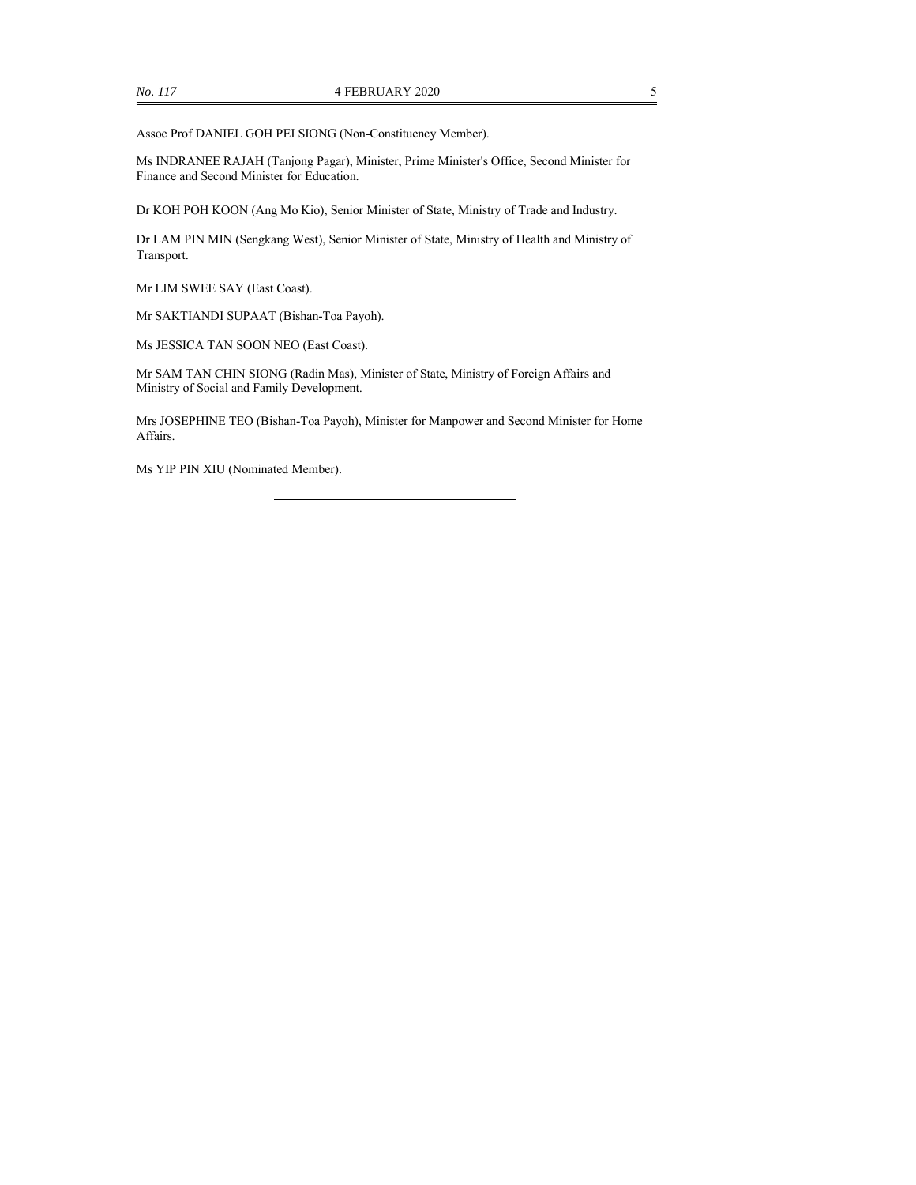Assoc Prof DANIEL GOH PEI SIONG (Non-Constituency Member).

Ms INDRANEE RAJAH (Tanjong Pagar), Minister, Prime Minister's Office, Second Minister for Finance and Second Minister for Education.

Dr KOH POH KOON (Ang Mo Kio), Senior Minister of State, Ministry of Trade and Industry.

Dr LAM PIN MIN (Sengkang West), Senior Minister of State, Ministry of Health and Ministry of Transport.

Mr LIM SWEE SAY (East Coast).

Mr SAKTIANDI SUPAAT (Bishan-Toa Payoh).

Ms JESSICA TAN SOON NEO (East Coast).

Mr SAM TAN CHIN SIONG (Radin Mas), Minister of State, Ministry of Foreign Affairs and Ministry of Social and Family Development.

Mrs JOSEPHINE TEO (Bishan-Toa Payoh), Minister for Manpower and Second Minister for Home Affairs.

Ms YIP PIN XIU (Nominated Member).

---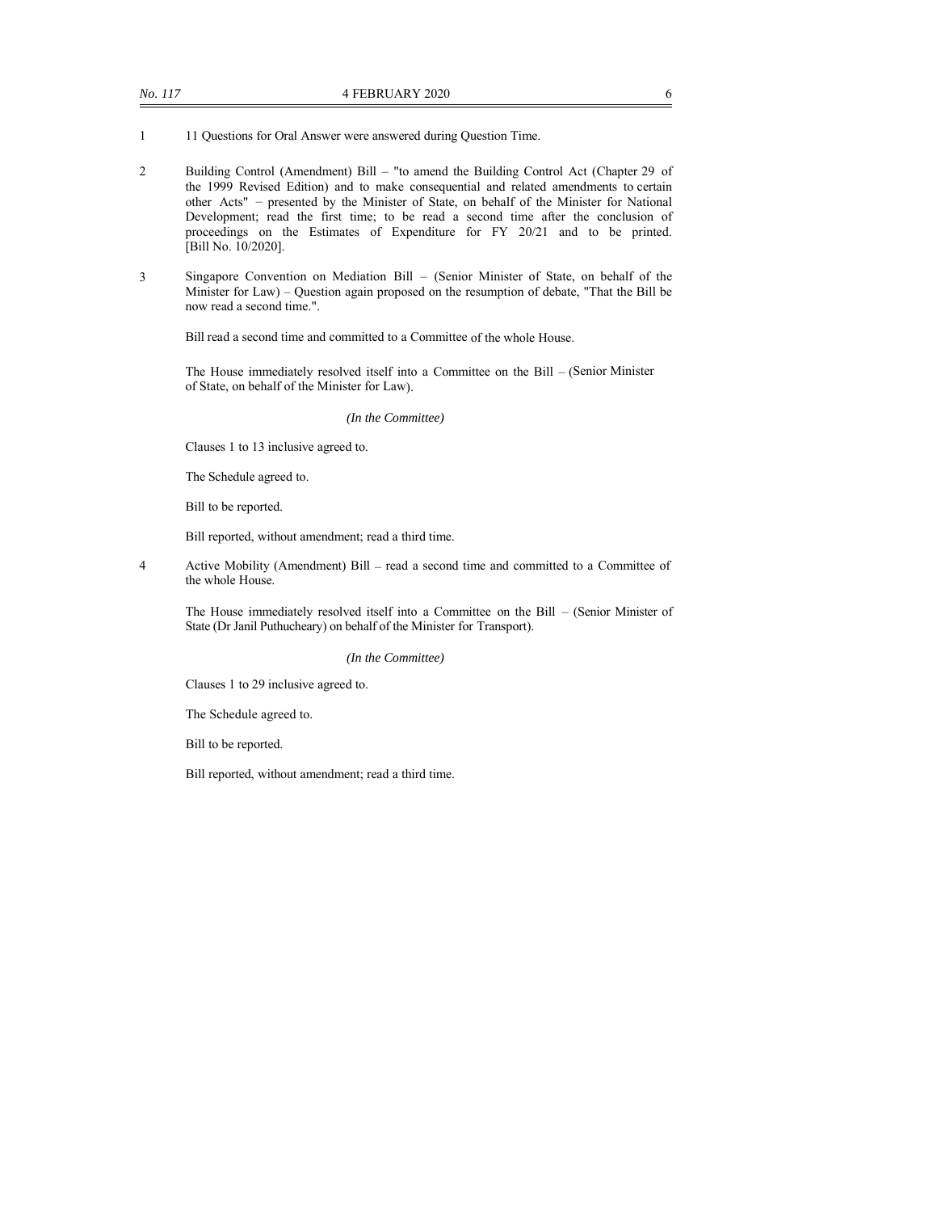1 11 Questions for Oral Answer were answered during Question Time.

2 Building Control (Amendment) Bill – "to amend the Building Control Act (Chapter 29 of the 1999 Revised Edition) and to make consequential and related amendments to certain other Acts" – presented by the Minister of State, on behalf of the Minister for National Development; read the first time; to be read a second time after the conclusion of proceedings on the Estimates of Expenditure for FY 20/21 and to be printed. [Bill No. 10/2020].

3 Singapore Convention on Mediation Bill – (Senior Minister of State, on behalf of the Minister for Law) – Question again proposed on the resumption of debate, "That the Bill be now read a second time.".

Bill read a second time and committed to a Committee of the whole House.

The House immediately resolved itself into a Committee on the Bill – (Senior Minister of State, on behalf of the Minister for Law).

*(In the Committee)*

Clauses 1 to 13 inclusive agreed to.

The Schedule agreed to.

Bill to be reported.

Bill reported, without amendment; read a third time.

4 Active Mobility (Amendment) Bill – read a second time and committed to a Committee of the whole House.

The House immediately resolved itself into a Committee on the Bill – (Senior Minister of State (Dr Janil Puthucheary) on behalf of the Minister for Transport).

*(In the Committee)*

Clauses 1 to 29 inclusive agreed to.

The Schedule agreed to.

Bill to be reported.

Bill reported, without amendment; read a third time.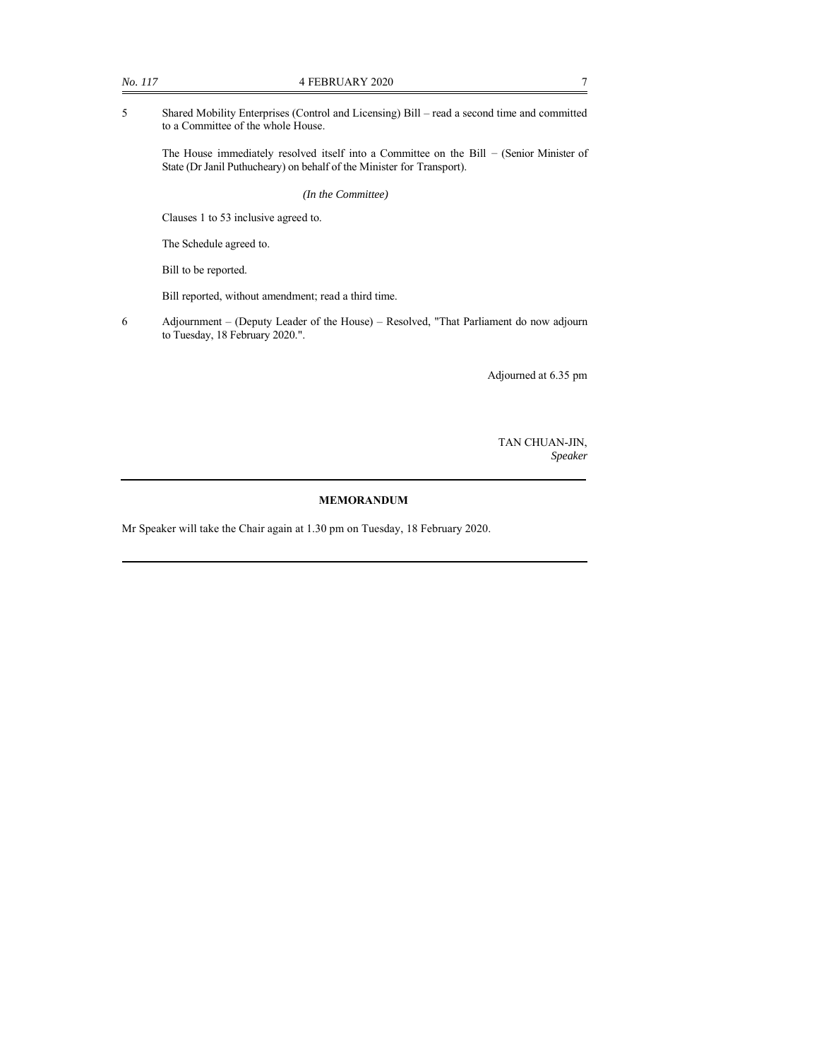5 Shared Mobility Enterprises (Control and Licensing) Bill – read a second time and committed to a Committee of the whole House.

The House immediately resolved itself into a Committee on the Bill – (Senior Minister of State (Dr Janil Puthucheary) on behalf of the Minister for Transport).

*(In the Committee)*

Clauses 1 to 53 inclusive agreed to.

The Schedule agreed to.

Bill to be reported.

Bill reported, without amendment; read a third time.

6 Adjournment – (Deputy Leader of the House) – Resolved, "That Parliament do now adjourn to Tuesday, 18 February 2020.".

Adjourned at 6.35 pm

TAN CHUAN-JIN,
*Speaker*

---

**MEMORANDUM**

Mr Speaker will take the Chair again at 1.30 pm on Tuesday, 18 February 2020.

---